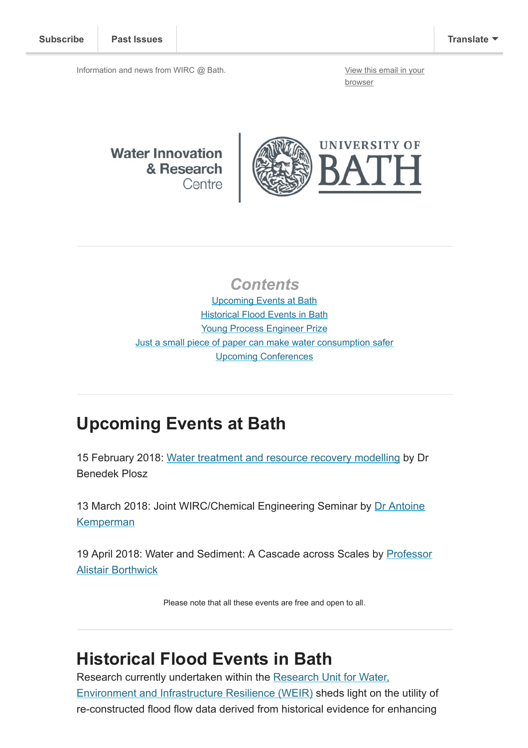Subscribe | Past Issues | Translate

Information and news from WIRC @ Bath.

View this email in your browser

Water Innovation & Research Centre | UNIVERSITY OF BATH

## Contents

Upcoming Events at Bath
Historical Flood Events in Bath
Young Process Engineer Prize
Just a small piece of paper can make water consumption safer
Upcoming Conferences

# Upcoming Events at Bath

15 February 2018: Water treatment and resource recovery modelling by Dr Benedek Plosz

13 March 2018: Joint WIRC/Chemical Engineering Seminar by Dr Antoine Kemperman

19 April 2018: Water and Sediment: A Cascade across Scales by Professor Alistair Borthwick

Please note that all these events are free and open to all.

# Historical Flood Events in Bath

Research currently undertaken within the Research Unit for Water, Environment and Infrastructure Resilience (WEIR) sheds light on the utility of re-constructed flood flow data derived from historical evidence for enhancing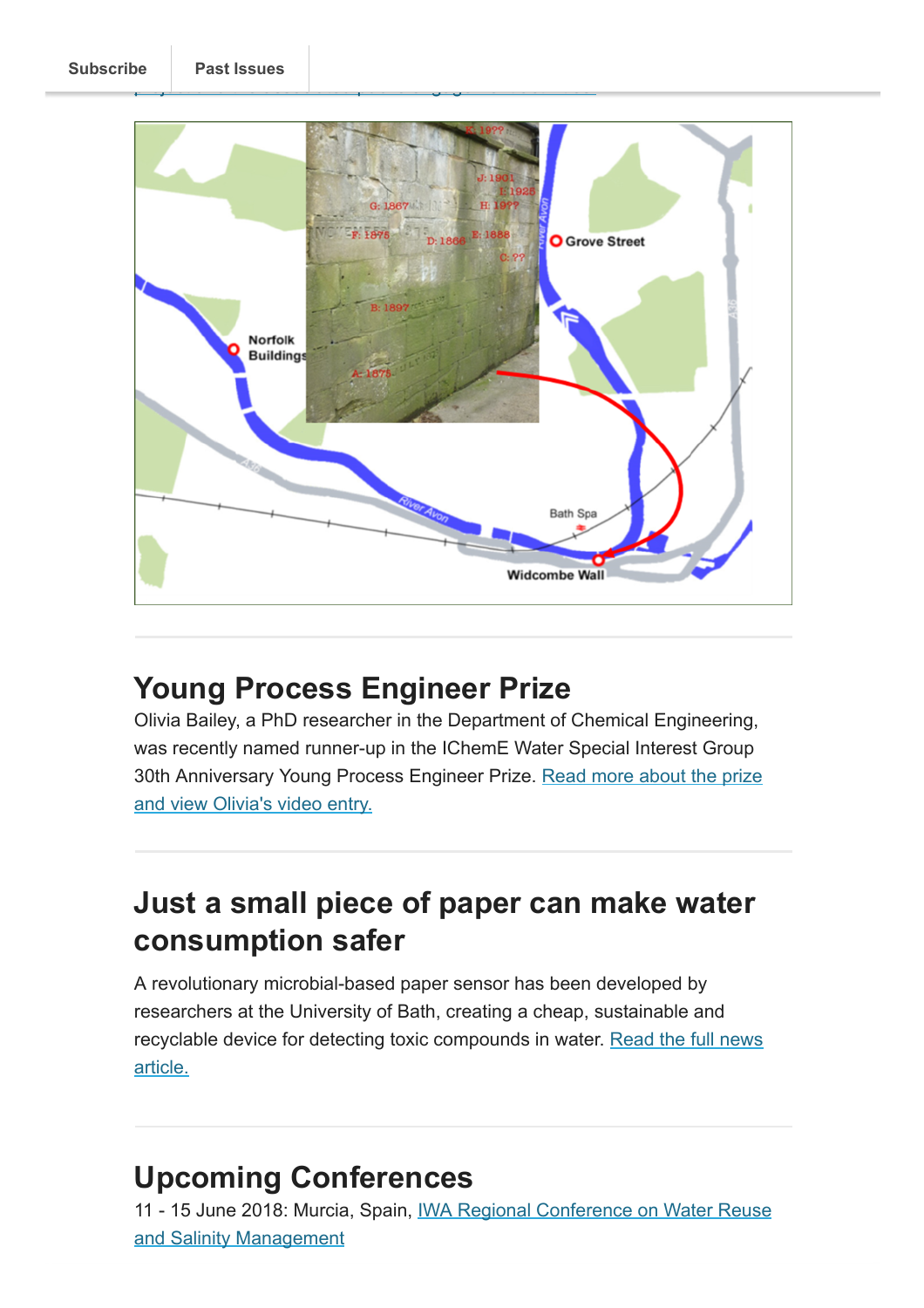## Young Process Engineer Prize

Olivia Bailey, a PhD researcher in the Department of Chemical Engineering, was recently named runner-up in the IChemE Water Special Interest Group 30th Anniversary Young Process Engineer Prize. [Read more about the prize and view Olivia's video entry.]

## Just a small piece of paper can make water consumption safer

A revolutionary microbial-based paper sensor has been developed by researchers at the University of Bath, creating a cheap, sustainable and recyclable device for detecting toxic compounds in water. [Read the full news article.]

## Upcoming Conferences

11 - 15 June 2018: Murcia, Spain, [IWA Regional Conference on Water Reuse and Salinity Management]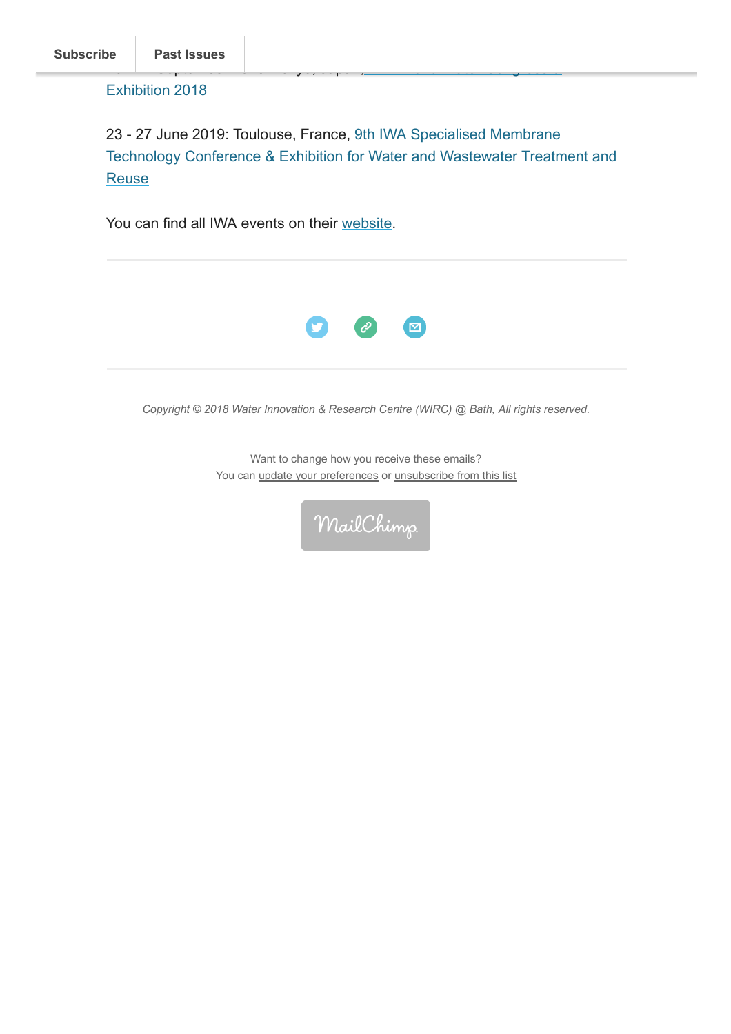Exhibition 2018

23 - 27 June 2019: Toulouse, France, 9th IWA Specialised Membrane Technology Conference & Exhibition for Water and Wastewater Treatment and Reuse

You can find all IWA events on their website.

---

*Copyright © 2018 Water Innovation & Research Centre (WIRC) @ Bath, All rights reserved.*

Want to change how you receive these emails?
You can update your preferences or unsubscribe from this list